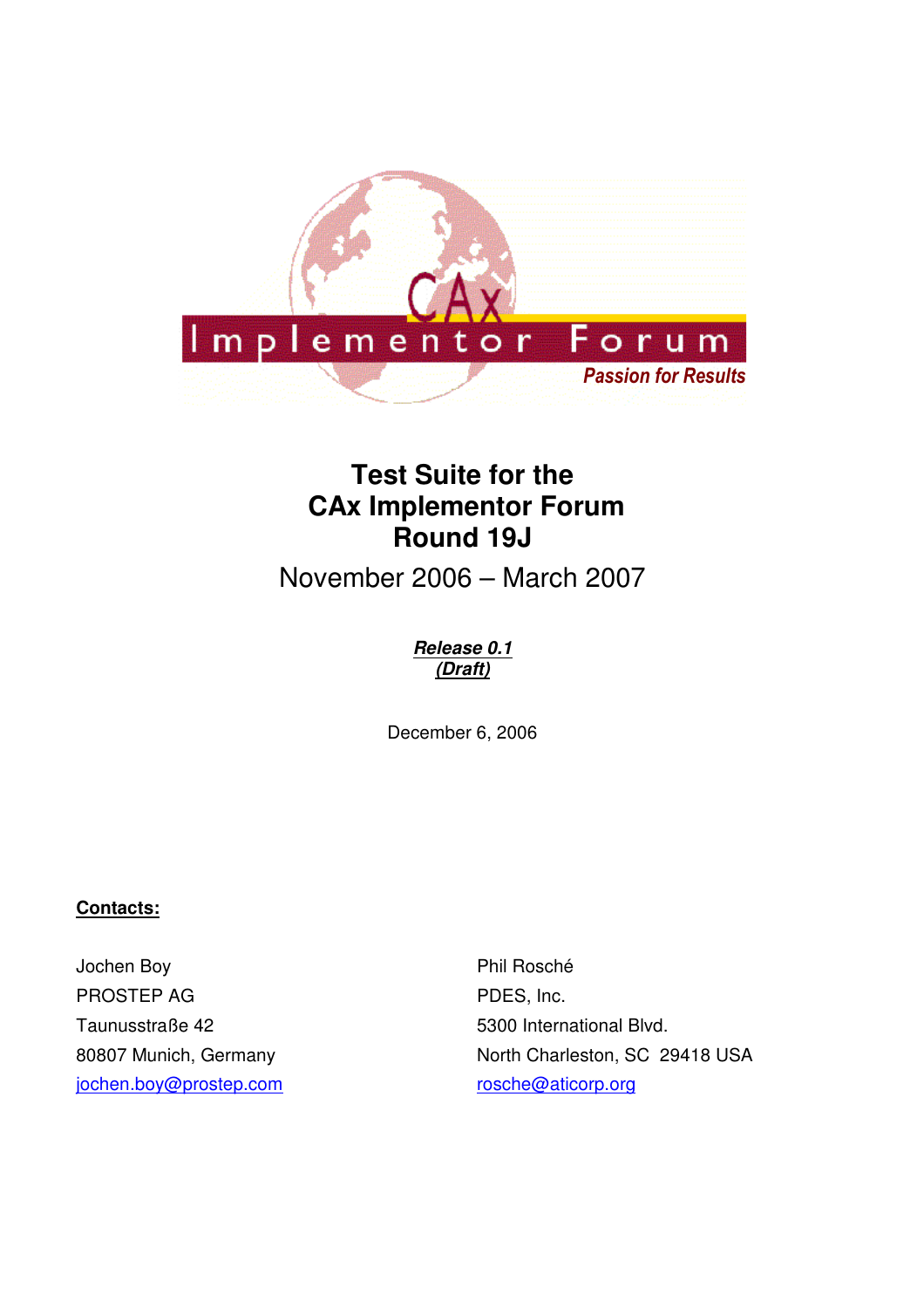# Test Suite for the CAx Implementor Forum Round 19J

November 2006 – March 2007

***Release 0.1***
***(Draft)***

December 6, 2006

**Contacts:**

Jochen Boy
PROSTEP AG
Taunusstraße 42
80807 Munich, Germany
jochen.boy@prostep.com

Phil Rosché
PDES, Inc.
5300 International Blvd.
North Charleston, SC 29418 USA
rosche@aticorp.org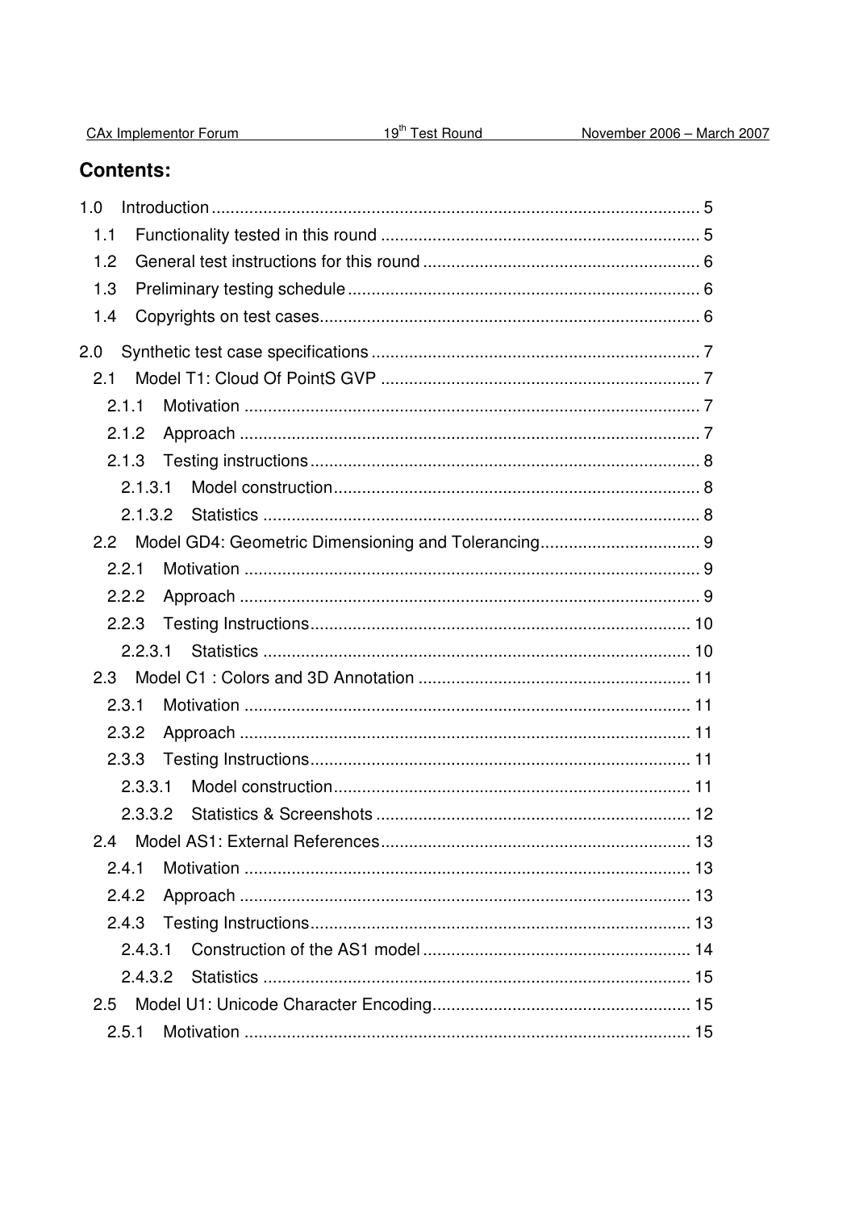# Contents:

1.0 Introduction ........................................................................................................ 5

1.1 Functionality tested in this round .................................................................... 5

1.2 General test instructions for this round ........................................................... 6

1.3 Preliminary testing schedule ........................................................................... 6

1.4 Copyrights on test cases.................................................................................. 6

2.0 Synthetic test case specifications ...................................................................... 7

2.1 Model T1: Cloud Of PointS GVP .................................................................... 7

2.1.1 Motivation ................................................................................................. 7

2.1.2 Approach .................................................................................................. 7

2.1.3 Testing instructions ................................................................................... 8

2.1.3.1 Model construction .............................................................................. 8

2.1.3.2 Statistics ............................................................................................. 8

2.2 Model GD4: Geometric Dimensioning and Tolerancing .................................. 9

2.2.1 Motivation ................................................................................................. 9

2.2.2 Approach .................................................................................................. 9

2.2.3 Testing Instructions ................................................................................. 10

2.2.3.1 Statistics ........................................................................................... 10

2.3 Model C1 : Colors and 3D Annotation .......................................................... 11

2.3.1 Motivation ............................................................................................... 11

2.3.2 Approach ................................................................................................ 11

2.3.3 Testing Instructions ................................................................................. 11

2.3.3.1 Model construction ............................................................................ 11

2.3.3.2 Statistics & Screenshots ................................................................... 12

2.4 Model AS1: External References .................................................................. 13

2.4.1 Motivation ............................................................................................... 13

2.4.2 Approach ................................................................................................ 13

2.4.3 Testing Instructions ................................................................................. 13

2.4.3.1 Construction of the AS1 model ......................................................... 14

2.4.3.2 Statistics ........................................................................................... 15

2.5 Model U1: Unicode Character Encoding ....................................................... 15

2.5.1 Motivation ............................................................................................... 15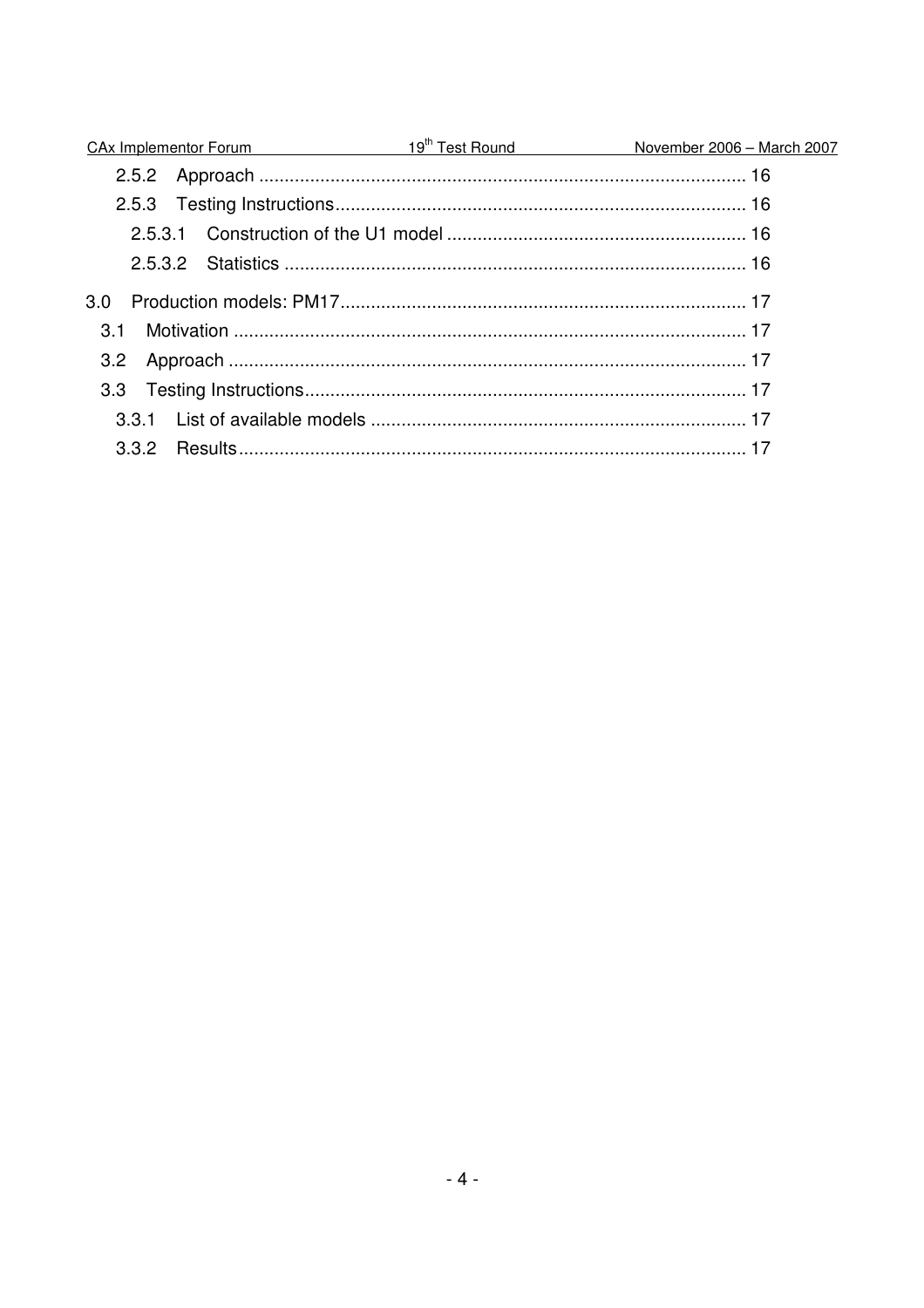2.5.2 Approach ............................................................................................... 16

2.5.3 Testing Instructions................................................................................ 16

2.5.3.1 Construction of the U1 model ........................................................... 16

2.5.3.2 Statistics .......................................................................................... 16

3.0 Production models: PM17............................................................................... 17

3.1 Motivation .................................................................................................... 17

3.2 Approach ..................................................................................................... 17

3.3 Testing Instructions...................................................................................... 17

3.3.1 List of available models .......................................................................... 17

3.3.2 Results................................................................................................... 17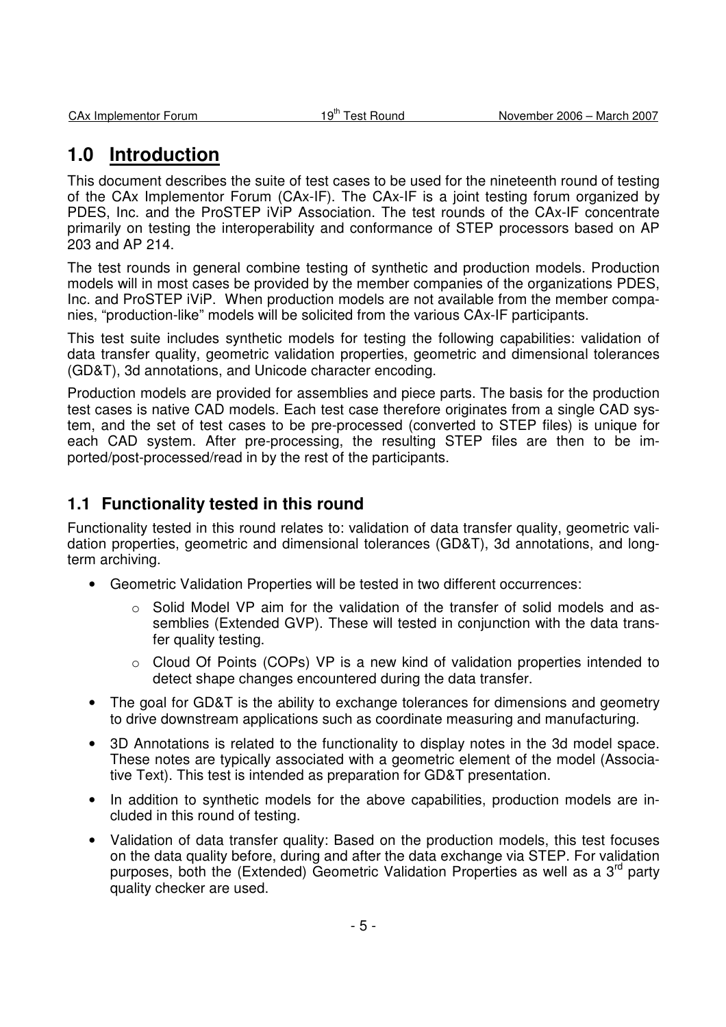# 1.0 Introduction

This document describes the suite of test cases to be used for the nineteenth round of testing of the CAx Implementor Forum (CAx-IF). The CAx-IF is a joint testing forum organized by PDES, Inc. and the ProSTEP iViP Association. The test rounds of the CAx-IF concentrate primarily on testing the interoperability and conformance of STEP processors based on AP 203 and AP 214.

The test rounds in general combine testing of synthetic and production models. Production models will in most cases be provided by the member companies of the organizations PDES, Inc. and ProSTEP iViP. When production models are not available from the member companies, "production-like" models will be solicited from the various CAx-IF participants.

This test suite includes synthetic models for testing the following capabilities: validation of data transfer quality, geometric validation properties, geometric and dimensional tolerances (GD&T), 3d annotations, and Unicode character encoding.

Production models are provided for assemblies and piece parts. The basis for the production test cases is native CAD models. Each test case therefore originates from a single CAD system, and the set of test cases to be pre-processed (converted to STEP files) is unique for each CAD system. After pre-processing, the resulting STEP files are then to be imported/post-processed/read in by the rest of the participants.

## 1.1 Functionality tested in this round

Functionality tested in this round relates to: validation of data transfer quality, geometric validation properties, geometric and dimensional tolerances (GD&T), 3d annotations, and long-term archiving.

- Geometric Validation Properties will be tested in two different occurrences:
  - Solid Model VP aim for the validation of the transfer of solid models and assemblies (Extended GVP). These will tested in conjunction with the data transfer quality testing.
  - Cloud Of Points (COPs) VP is a new kind of validation properties intended to detect shape changes encountered during the data transfer.
- The goal for GD&T is the ability to exchange tolerances for dimensions and geometry to drive downstream applications such as coordinate measuring and manufacturing.
- 3D Annotations is related to the functionality to display notes in the 3d model space. These notes are typically associated with a geometric element of the model (Associative Text). This test is intended as preparation for GD&T presentation.
- In addition to synthetic models for the above capabilities, production models are included in this round of testing.
- Validation of data transfer quality: Based on the production models, this test focuses on the data quality before, during and after the data exchange via STEP. For validation purposes, both the (Extended) Geometric Validation Properties as well as a 3rd party quality checker are used.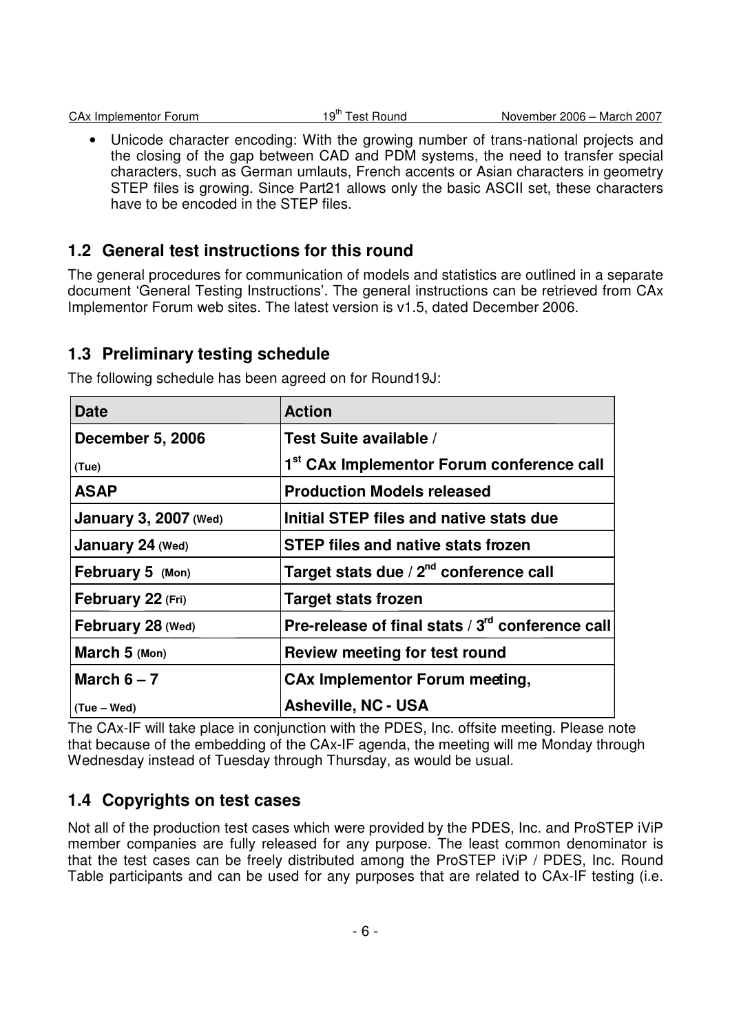- Unicode character encoding: With the growing number of trans-national projects and the closing of the gap between CAD and PDM systems, the need to transfer special characters, such as German umlauts, French accents or Asian characters in geometry STEP files is growing. Since Part21 allows only the basic ASCII set, these characters have to be encoded in the STEP files.

## 1.2 General test instructions for this round

The general procedures for communication of models and statistics are outlined in a separate document 'General Testing Instructions'. The general instructions can be retrieved from CAx Implementor Forum web sites. The latest version is v1.5, dated December 2006.

## 1.3 Preliminary testing schedule

The following schedule has been agreed on for Round19J:

| Date | Action |
|---|---|
| **December 5, 2006** (Tue) | **Test Suite available / 1st CAx Implementor Forum conference call** |
| **ASAP** | **Production Models released** |
| **January 3, 2007** (Wed) | **Initial STEP files and native stats due** |
| **January 24** (Wed) | **STEP files and native stats frozen** |
| **February 5** (Mon) | **Target stats due / 2nd conference call** |
| **February 22** (Fri) | **Target stats frozen** |
| **February 28** (Wed) | **Pre-release of final stats / 3rd conference call** |
| **March 5** (Mon) | **Review meeting for test round** |
| **March 6 – 7** (Tue – Wed) | **CAx Implementor Forum meeting, Asheville, NC - USA** |

The CAx-IF will take place in conjunction with the PDES, Inc. offsite meeting. Please note that because of the embedding of the CAx-IF agenda, the meeting will me Monday through Wednesday instead of Tuesday through Thursday, as would be usual.

## 1.4 Copyrights on test cases

Not all of the production test cases which were provided by the PDES, Inc. and ProSTEP iViP member companies are fully released for any purpose. The least common denominator is that the test cases can be freely distributed among the ProSTEP iViP / PDES, Inc. Round Table participants and can be used for any purposes that are related to CAx-IF testing (i.e.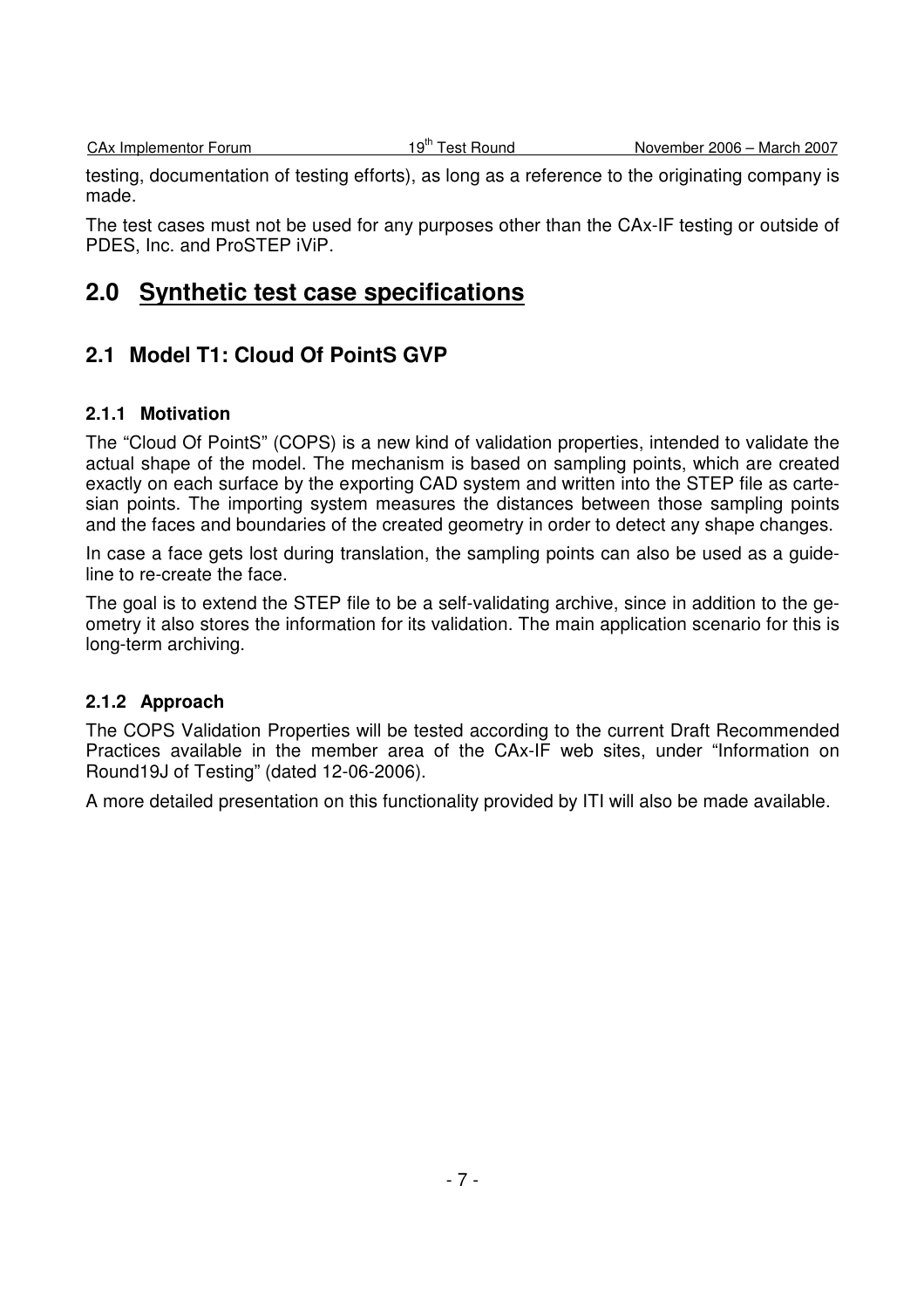testing, documentation of testing efforts), as long as a reference to the originating company is made.

The test cases must not be used for any purposes other than the CAx-IF testing or outside of PDES, Inc. and ProSTEP iViP.

# 2.0 Synthetic test case specifications

## 2.1 Model T1: Cloud Of PointS GVP

### 2.1.1 Motivation

The "Cloud Of PointS" (COPS) is a new kind of validation properties, intended to validate the actual shape of the model. The mechanism is based on sampling points, which are created exactly on each surface by the exporting CAD system and written into the STEP file as cartesian points. The importing system measures the distances between those sampling points and the faces and boundaries of the created geometry in order to detect any shape changes.

In case a face gets lost during translation, the sampling points can also be used as a guideline to re-create the face.

The goal is to extend the STEP file to be a self-validating archive, since in addition to the geometry it also stores the information for its validation. The main application scenario for this is long-term archiving.

### 2.1.2 Approach

The COPS Validation Properties will be tested according to the current Draft Recommended Practices available in the member area of the CAx-IF web sites, under "Information on Round19J of Testing" (dated 12-06-2006).

A more detailed presentation on this functionality provided by ITI will also be made available.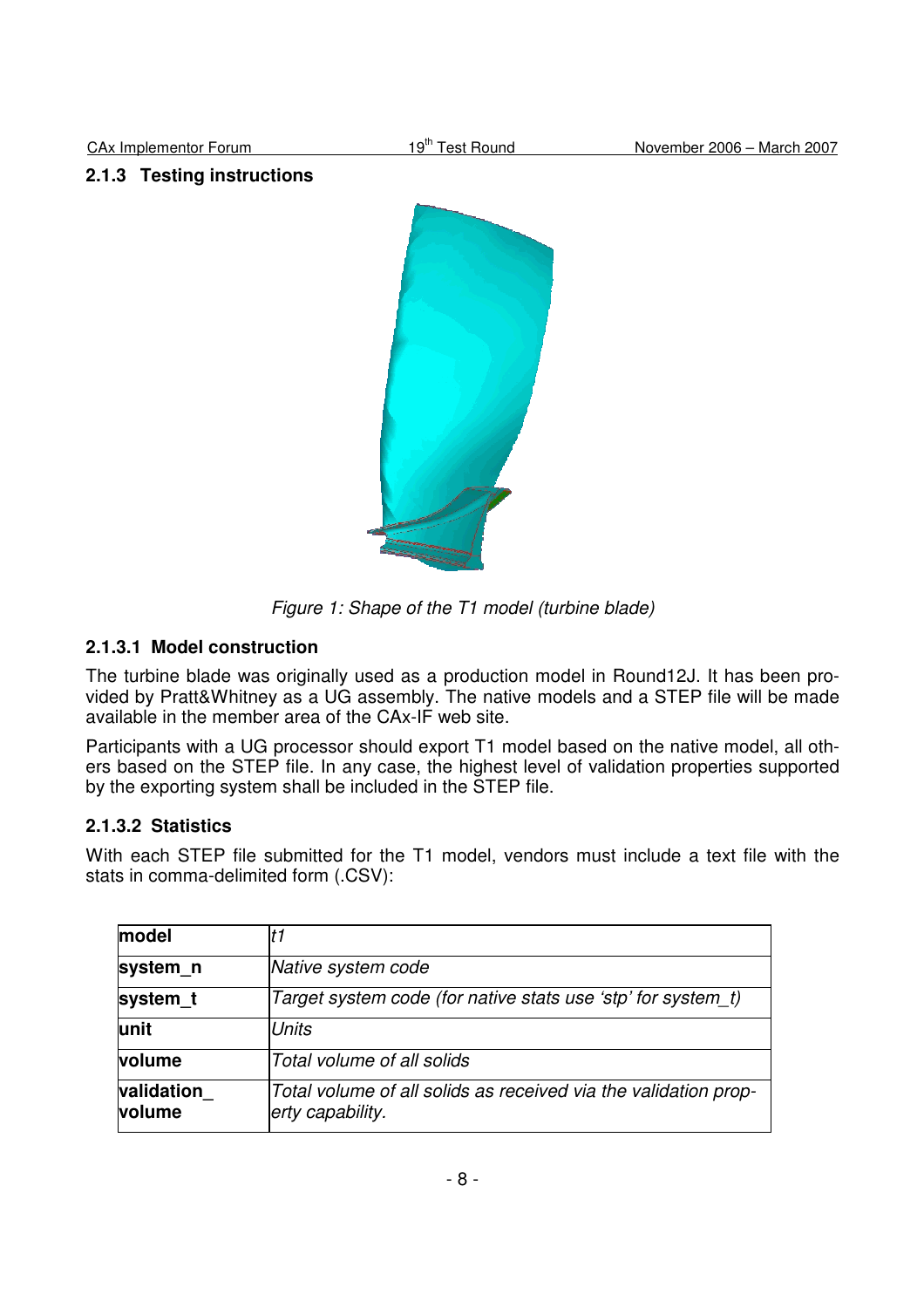### 2.1.3 Testing instructions

*Figure 1: Shape of the T1 model (turbine blade)*

#### 2.1.3.1 Model construction

The turbine blade was originally used as a production model in Round12J. It has been provided by Pratt&Whitney as a UG assembly. The native models and a STEP file will be made available in the member area of the CAx-IF web site.

Participants with a UG processor should export T1 model based on the native model, all others based on the STEP file. In any case, the highest level of validation properties supported by the exporting system shall be included in the STEP file.

#### 2.1.3.2 Statistics

With each STEP file submitted for the T1 model, vendors must include a text file with the stats in comma-delimited form (.CSV):

| **model** | *t1* |
|---|---|
| **system_n** | *Native system code* |
| **system_t** | *Target system code (for native stats use 'stp' for system_t)* |
| **unit** | *Units* |
| **volume** | *Total volume of all solids* |
| **validation_ volume** | *Total volume of all solids as received via the validation property capability.* |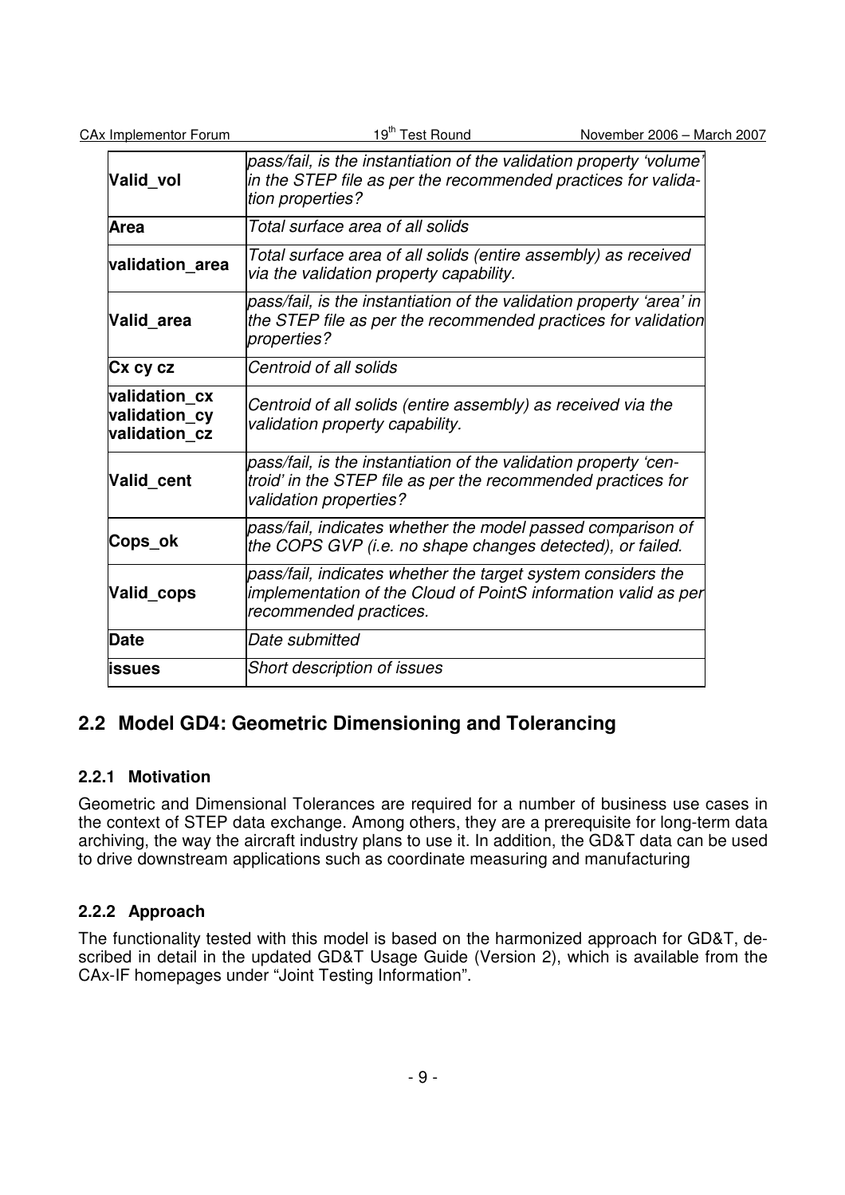| | |
|---|---|
| **Valid_vol** | *pass/fail, is the instantiation of the validation property 'volume' in the STEP file as per the recommended practices for validation properties?* |
| **Area** | *Total surface area of all solids* |
| **validation_area** | *Total surface area of all solids (entire assembly) as received via the validation property capability.* |
| **Valid_area** | *pass/fail, is the instantiation of the validation property 'area' in the STEP file as per the recommended practices for validation properties?* |
| **Cx cy cz** | *Centroid of all solids* |
| **validation_cx validation_cy validation_cz** | *Centroid of all solids (entire assembly) as received via the validation property capability.* |
| **Valid_cent** | *pass/fail, is the instantiation of the validation property 'centroid' in the STEP file as per the recommended practices for validation properties?* |
| **Cops_ok** | *pass/fail, indicates whether the model passed comparison of the COPS GVP (i.e. no shape changes detected), or failed.* |
| **Valid_cops** | *pass/fail, indicates whether the target system considers the implementation of the Cloud of PointS information valid as per recommended practices.* |
| **Date** | *Date submitted* |
| **issues** | *Short description of issues* |

## 2.2 Model GD4: Geometric Dimensioning and Tolerancing

### 2.2.1 Motivation

Geometric and Dimensional Tolerances are required for a number of business use cases in the context of STEP data exchange. Among others, they are a prerequisite for long-term data archiving, the way the aircraft industry plans to use it. In addition, the GD&T data can be used to drive downstream applications such as coordinate measuring and manufacturing

### 2.2.2 Approach

The functionality tested with this model is based on the harmonized approach for GD&T, described in detail in the updated GD&T Usage Guide (Version 2), which is available from the CAx-IF homepages under "Joint Testing Information".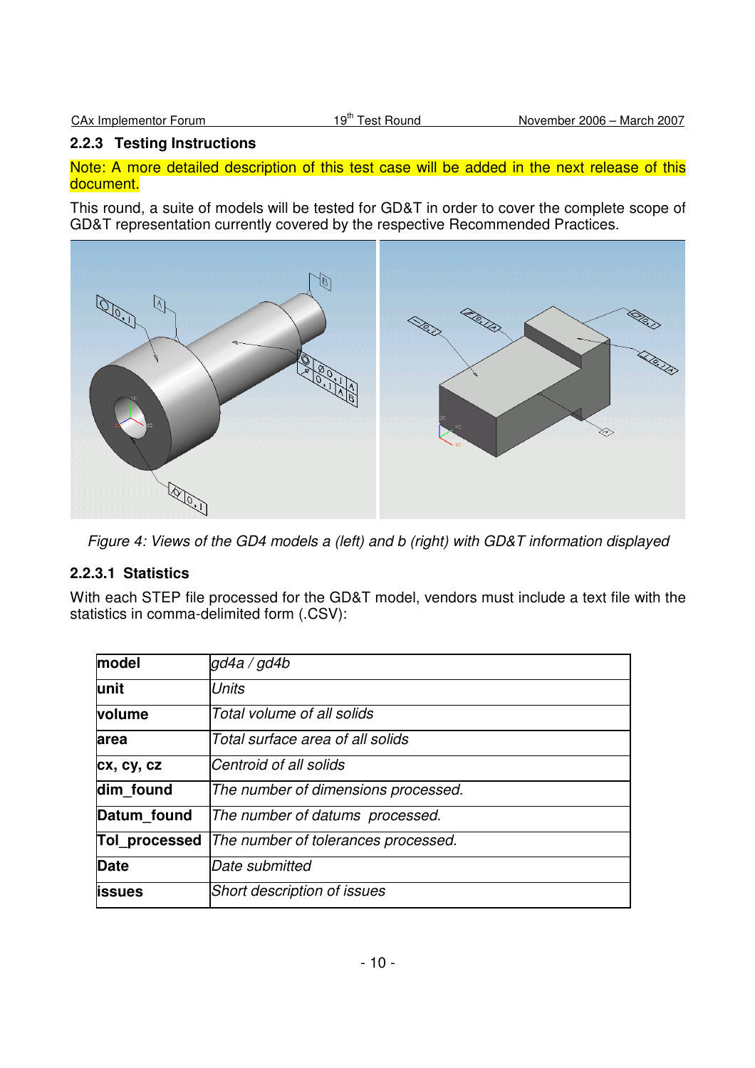### 2.2.3 Testing Instructions

Note: A more detailed description of this test case will be added in the next release of this document.

This round, a suite of models will be tested for GD&T in order to cover the complete scope of GD&T representation currently covered by the respective Recommended Practices.

*Figure 4: Views of the GD4 models a (left) and b (right) with GD&T information displayed*

#### 2.2.3.1 Statistics

With each STEP file processed for the GD&T model, vendors must include a text file with the statistics in comma-delimited form (.CSV):

| | |
|---|---|
| **model** | *gd4a / gd4b* |
| **unit** | *Units* |
| **volume** | *Total volume of all solids* |
| **area** | *Total surface area of all solids* |
| **cx, cy, cz** | *Centroid of all solids* |
| **dim_found** | *The number of dimensions processed.* |
| **Datum_found** | *The number of datums processed.* |
| **Tol_processed** | *The number of tolerances processed.* |
| **Date** | *Date submitted* |
| **issues** | *Short description of issues* |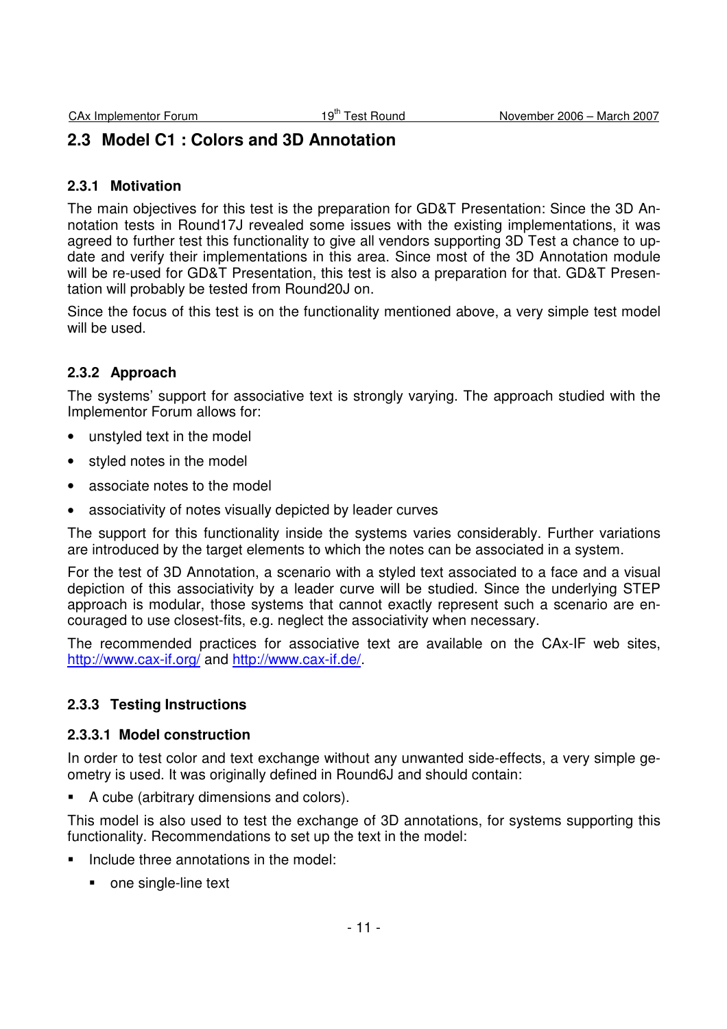## 2.3 Model C1 : Colors and 3D Annotation

### 2.3.1 Motivation

The main objectives for this test is the preparation for GD&T Presentation: Since the 3D Annotation tests in Round17J revealed some issues with the existing implementations, it was agreed to further test this functionality to give all vendors supporting 3D Test a chance to update and verify their implementations in this area. Since most of the 3D Annotation module will be re-used for GD&T Presentation, this test is also a preparation for that. GD&T Presentation will probably be tested from Round20J on.

Since the focus of this test is on the functionality mentioned above, a very simple test model will be used.

### 2.3.2 Approach

The systems' support for associative text is strongly varying. The approach studied with the Implementor Forum allows for:

- unstyled text in the model
- styled notes in the model
- associate notes to the model
- associativity of notes visually depicted by leader curves

The support for this functionality inside the systems varies considerably. Further variations are introduced by the target elements to which the notes can be associated in a system.

For the test of 3D Annotation, a scenario with a styled text associated to a face and a visual depiction of this associativity by a leader curve will be studied. Since the underlying STEP approach is modular, those systems that cannot exactly represent such a scenario are encouraged to use closest-fits, e.g. neglect the associativity when necessary.

The recommended practices for associative text are available on the CAx-IF web sites, [http://www.cax-if.org/](http://www.cax-if.org/) and [http://www.cax-if.de/](http://www.cax-if.de/).

### 2.3.3 Testing Instructions

#### 2.3.3.1 Model construction

In order to test color and text exchange without any unwanted side-effects, a very simple geometry is used. It was originally defined in Round6J and should contain:

- A cube (arbitrary dimensions and colors).

This model is also used to test the exchange of 3D annotations, for systems supporting this functionality. Recommendations to set up the text in the model:

- Include three annotations in the model:
  - one single-line text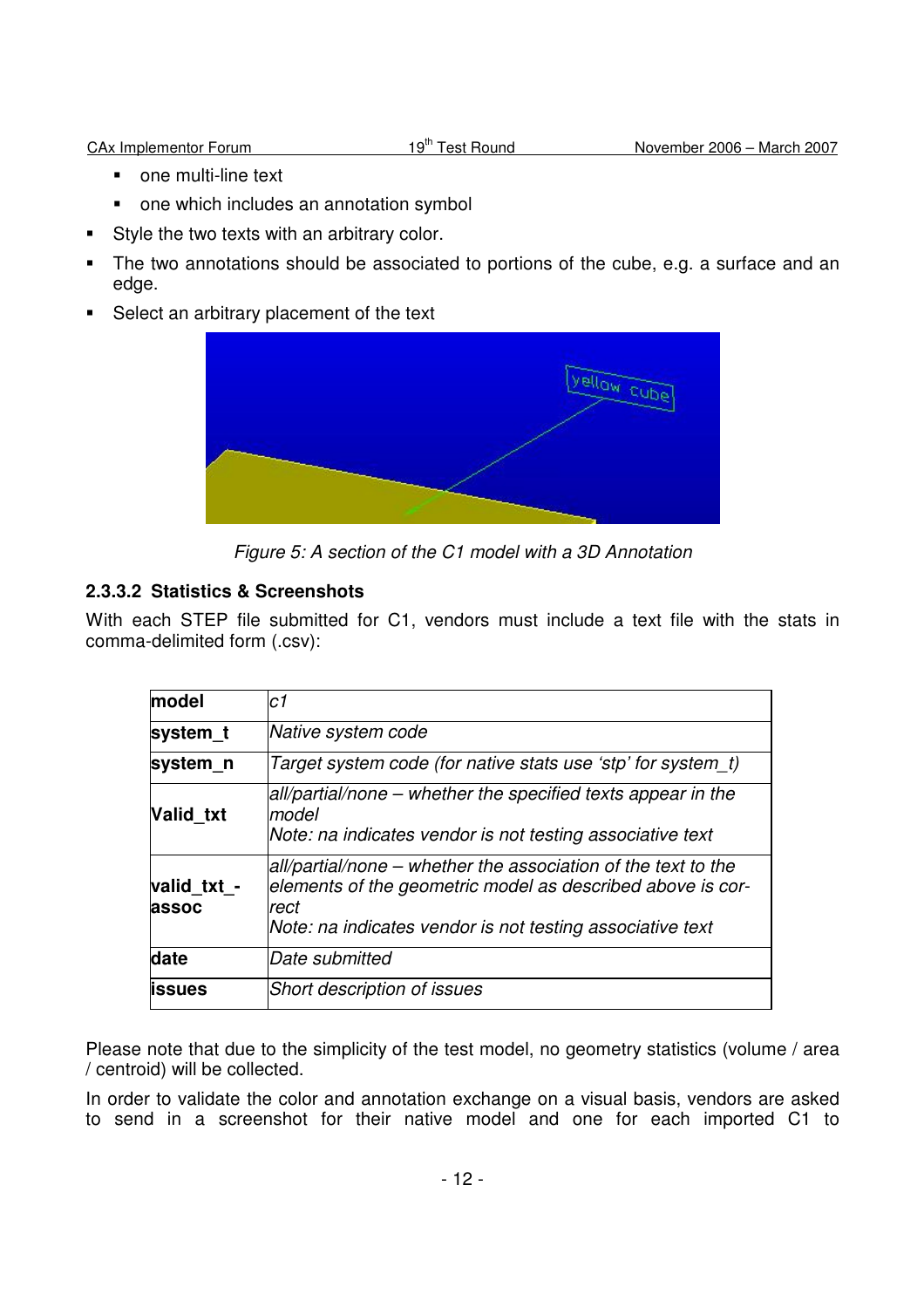- one multi-line text
- one which includes an annotation symbol

- Style the two texts with an arbitrary color.
- The two annotations should be associated to portions of the cube, e.g. a surface and an edge.
- Select an arbitrary placement of the text

Figure 5: A section of the C1 model with a 3D Annotation

#### 2.3.3.2 Statistics & Screenshots

With each STEP file submitted for C1, vendors must include a text file with the stats in comma-delimited form (.csv):

| | |
|---|---|
| **model** | *c1* |
| **system_t** | *Native system code* |
| **system_n** | *Target system code (for native stats use 'stp' for system_t)* |
| **Valid_txt** | *all/partial/none – whether the specified texts appear in the model*<br>*Note: na indicates vendor is not testing associative text* |
| **valid_txt_-assoc** | *all/partial/none – whether the association of the text to the elements of the geometric model as described above is correct*<br>*Note: na indicates vendor is not testing associative text* |
| **date** | *Date submitted* |
| **issues** | *Short description of issues* |

Please note that due to the simplicity of the test model, no geometry statistics (volume / area / centroid) will be collected.

In order to validate the color and annotation exchange on a visual basis, vendors are asked to send in a screenshot for their native model and one for each imported C1 to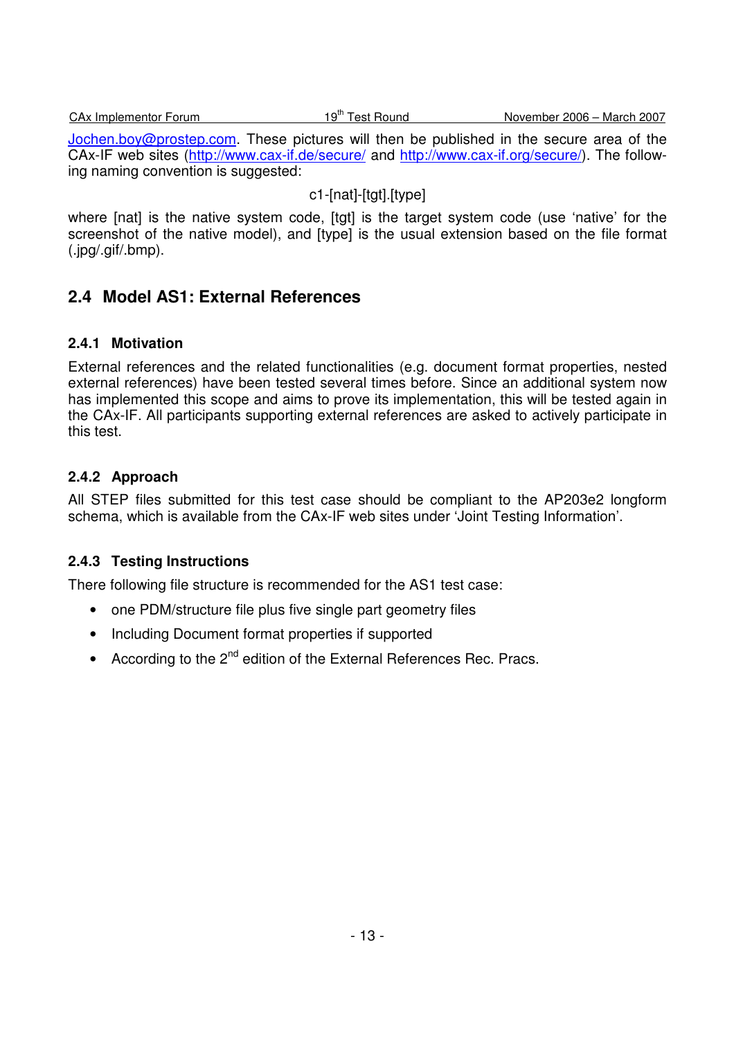Jochen.boy@prostep.com. These pictures will then be published in the secure area of the CAx-IF web sites (http://www.cax-if.de/secure/ and http://www.cax-if.org/secure/). The following naming convention is suggested:

c1-[nat]-[tgt].[type]

where [nat] is the native system code, [tgt] is the target system code (use 'native' for the screenshot of the native model), and [type] is the usual extension based on the file format (.jpg/.gif/.bmp).

## 2.4 Model AS1: External References

### 2.4.1 Motivation

External references and the related functionalities (e.g. document format properties, nested external references) have been tested several times before. Since an additional system now has implemented this scope and aims to prove its implementation, this will be tested again in the CAx-IF. All participants supporting external references are asked to actively participate in this test.

### 2.4.2 Approach

All STEP files submitted for this test case should be compliant to the AP203e2 longform schema, which is available from the CAx-IF web sites under 'Joint Testing Information'.

### 2.4.3 Testing Instructions

There following file structure is recommended for the AS1 test case:

- one PDM/structure file plus five single part geometry files
- Including Document format properties if supported
- According to the 2nd edition of the External References Rec. Pracs.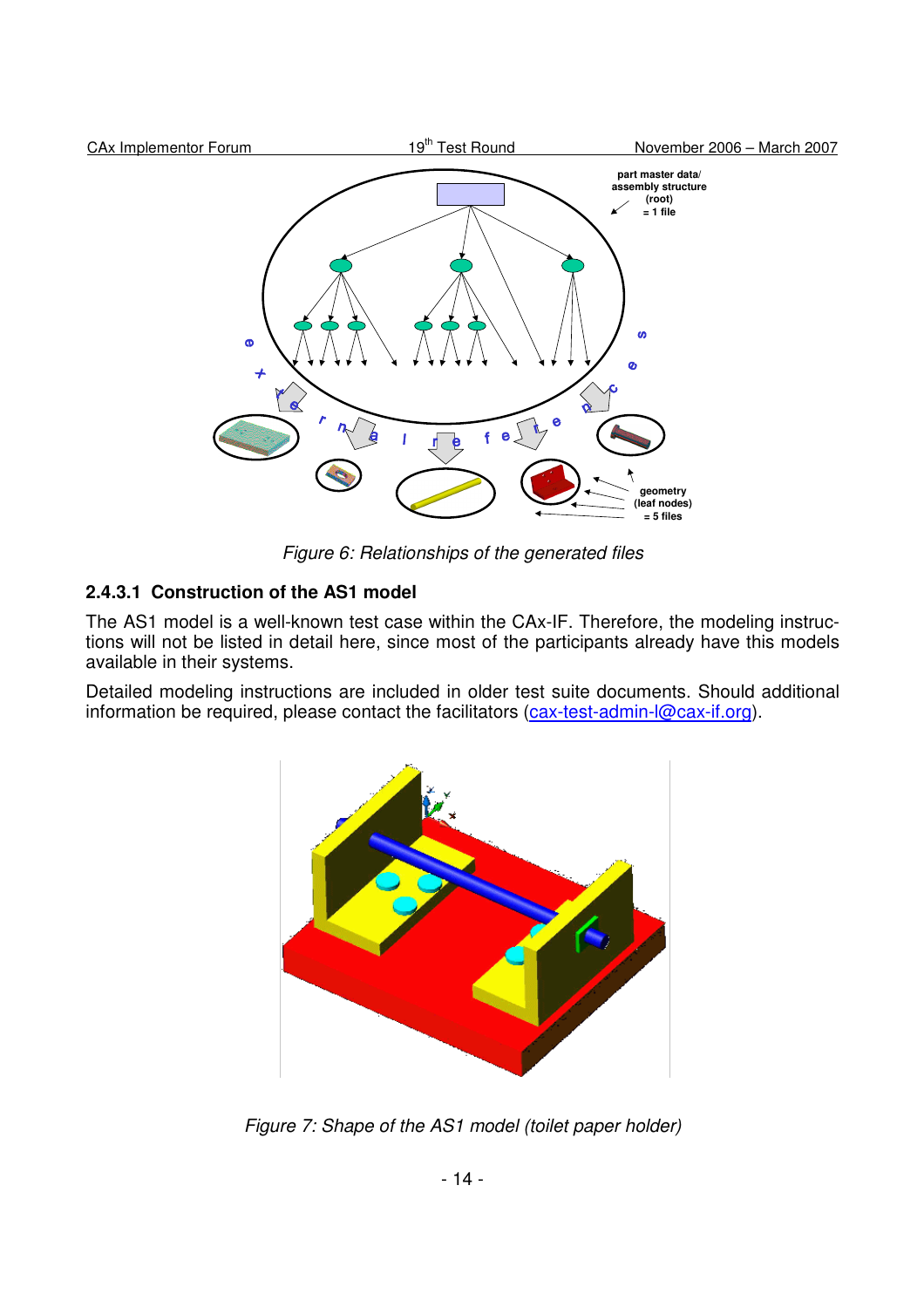Figure 6: Relationships of the generated files

### 2.4.3.1 Construction of the AS1 model

The AS1 model is a well-known test case within the CAx-IF. Therefore, the modeling instructions will not be listed in detail here, since most of the participants already have this models available in their systems.

Detailed modeling instructions are included in older test suite documents. Should additional information be required, please contact the facilitators (cax-test-admin-l@cax-if.org).

Figure 7: Shape of the AS1 model (toilet paper holder)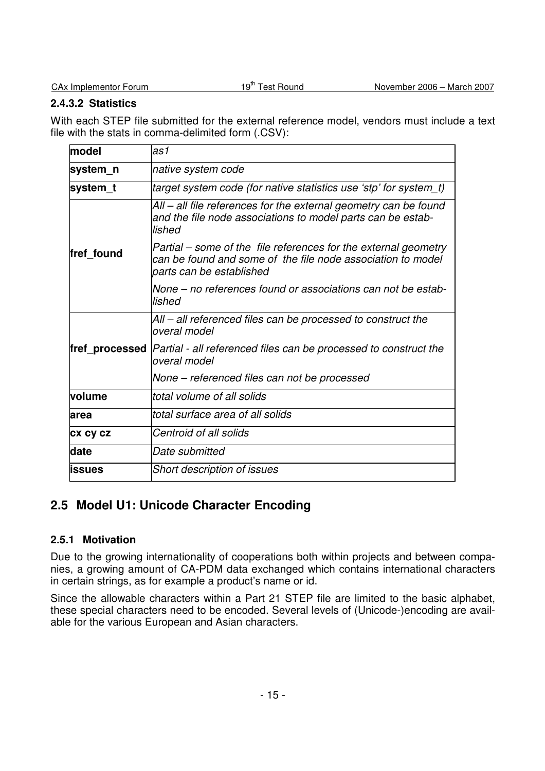#### 2.4.3.2 Statistics

With each STEP file submitted for the external reference model, vendors must include a text file with the stats in comma-delimited form (.CSV):

| | |
|---|---|
| **model** | *as1* |
| **system_n** | *native system code* |
| **system_t** | *target system code (for native statistics use 'stp' for system_t)* |
| **fref_found** | *All – all file references for the external geometry can be found and the file node associations to model parts can be established*<br>*Partial – some of the file references for the external geometry can be found and some of the file node association to model parts can be established*<br>*None – no references found or associations can not be established* |
| **fref_processed** | *All – all referenced files can be processed to construct the overal model*<br>*Partial - all referenced files can be processed to construct the overal model*<br>*None – referenced files can not be processed* |
| **volume** | *total volume of all solids* |
| **area** | *total surface area of all solids* |
| **cx cy cz** | *Centroid of all solids* |
| **date** | *Date submitted* |
| **issues** | *Short description of issues* |

## 2.5 Model U1: Unicode Character Encoding

### 2.5.1 Motivation

Due to the growing internationality of cooperations both within projects and between companies, a growing amount of CA-PDM data exchanged which contains international characters in certain strings, as for example a product's name or id.

Since the allowable characters within a Part 21 STEP file are limited to the basic alphabet, these special characters need to be encoded. Several levels of (Unicode-)encoding are available for the various European and Asian characters.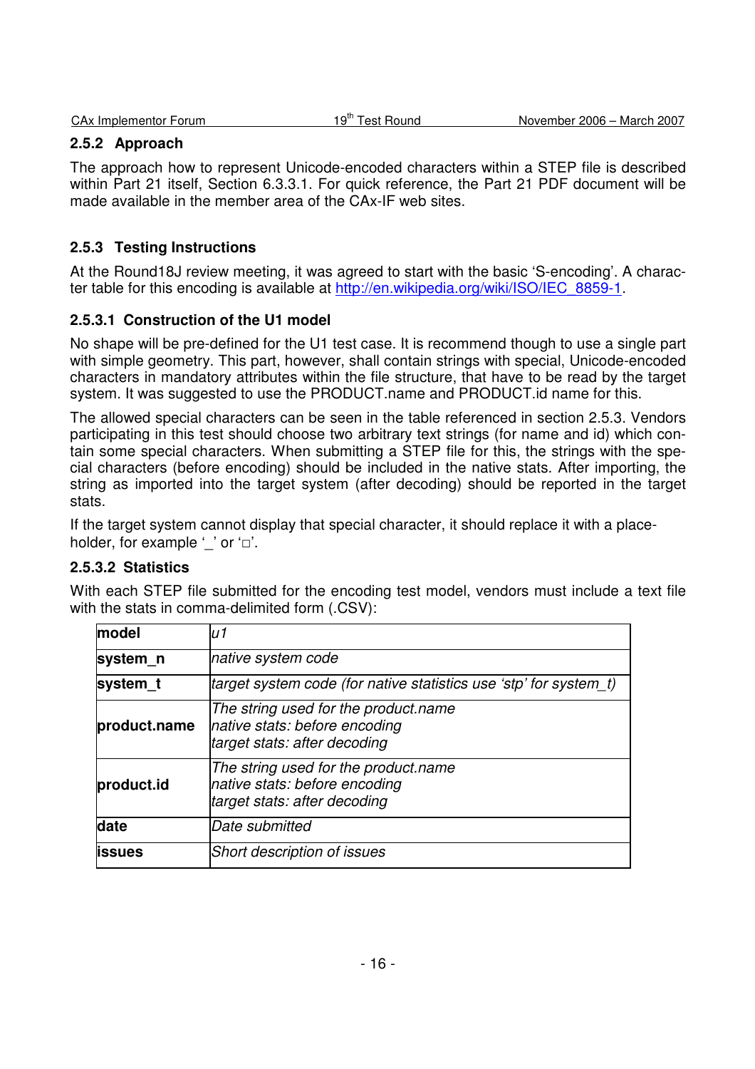### 2.5.2 Approach

The approach how to represent Unicode-encoded characters within a STEP file is described within Part 21 itself, Section 6.3.3.1. For quick reference, the Part 21 PDF document will be made available in the member area of the CAx-IF web sites.

### 2.5.3 Testing Instructions

At the Round18J review meeting, it was agreed to start with the basic 'S-encoding'. A character table for this encoding is available at [http://en.wikipedia.org/wiki/ISO/IEC_8859-1](http://en.wikipedia.org/wiki/ISO/IEC_8859-1).

#### 2.5.3.1 Construction of the U1 model

No shape will be pre-defined for the U1 test case. It is recommend though to use a single part with simple geometry. This part, however, shall contain strings with special, Unicode-encoded characters in mandatory attributes within the file structure, that have to be read by the target system. It was suggested to use the PRODUCT.name and PRODUCT.id name for this.

The allowed special characters can be seen in the table referenced in section 2.5.3. Vendors participating in this test should choose two arbitrary text strings (for name and id) which contain some special characters. When submitting a STEP file for this, the strings with the special characters (before encoding) should be included in the native stats. After importing, the string as imported into the target system (after decoding) should be reported in the target stats.

If the target system cannot display that special character, it should replace it with a placeholder, for example '_' or '□'.

#### 2.5.3.2 Statistics

With each STEP file submitted for the encoding test model, vendors must include a text file with the stats in comma-delimited form (.CSV):

| **model** | *u1* |
|---|---|
| **system_n** | *native system code* |
| **system_t** | *target system code (for native statistics use 'stp' for system_t)* |
| **product.name** | *The string used for the product.name*<br>*native stats: before encoding*<br>*target stats: after decoding* |
| **product.id** | *The string used for the product.name*<br>*native stats: before encoding*<br>*target stats: after decoding* |
| **date** | *Date submitted* |
| **issues** | *Short description of issues* |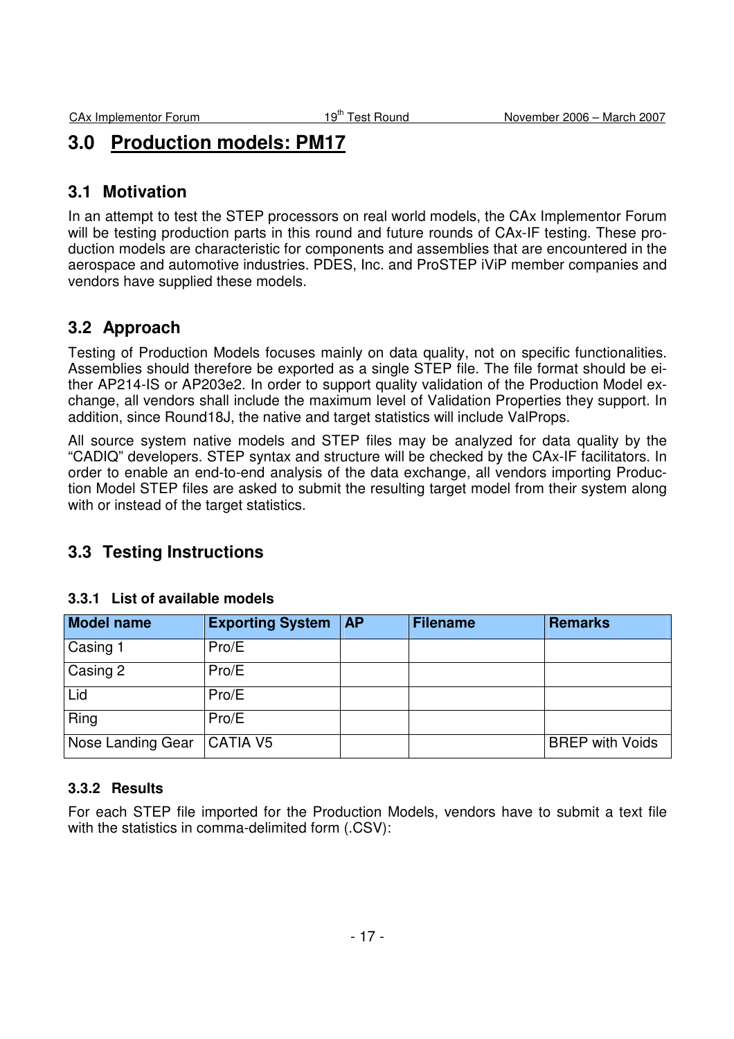# 3.0 Production models: PM17

## 3.1 Motivation

In an attempt to test the STEP processors on real world models, the CAx Implementor Forum will be testing production parts in this round and future rounds of CAx-IF testing. These production models are characteristic for components and assemblies that are encountered in the aerospace and automotive industries. PDES, Inc. and ProSTEP iViP member companies and vendors have supplied these models.

## 3.2 Approach

Testing of Production Models focuses mainly on data quality, not on specific functionalities. Assemblies should therefore be exported as a single STEP file. The file format should be either AP214-IS or AP203e2. In order to support quality validation of the Production Model exchange, all vendors shall include the maximum level of Validation Properties they support. In addition, since Round18J, the native and target statistics will include ValProps.

All source system native models and STEP files may be analyzed for data quality by the "CADIQ" developers. STEP syntax and structure will be checked by the CAx-IF facilitators. In order to enable an end-to-end analysis of the data exchange, all vendors importing Production Model STEP files are asked to submit the resulting target model from their system along with or instead of the target statistics.

## 3.3 Testing Instructions

### 3.3.1 List of available models

| Model name | Exporting System | AP | Filename | Remarks |
| --- | --- | --- | --- | --- |
| Casing 1 | Pro/E | | | |
| Casing 2 | Pro/E | | | |
| Lid | Pro/E | | | |
| Ring | Pro/E | | | |
| Nose Landing Gear | CATIA V5 | | | BREP with Voids |

### 3.3.2 Results

For each STEP file imported for the Production Models, vendors have to submit a text file with the statistics in comma-delimited form (.CSV):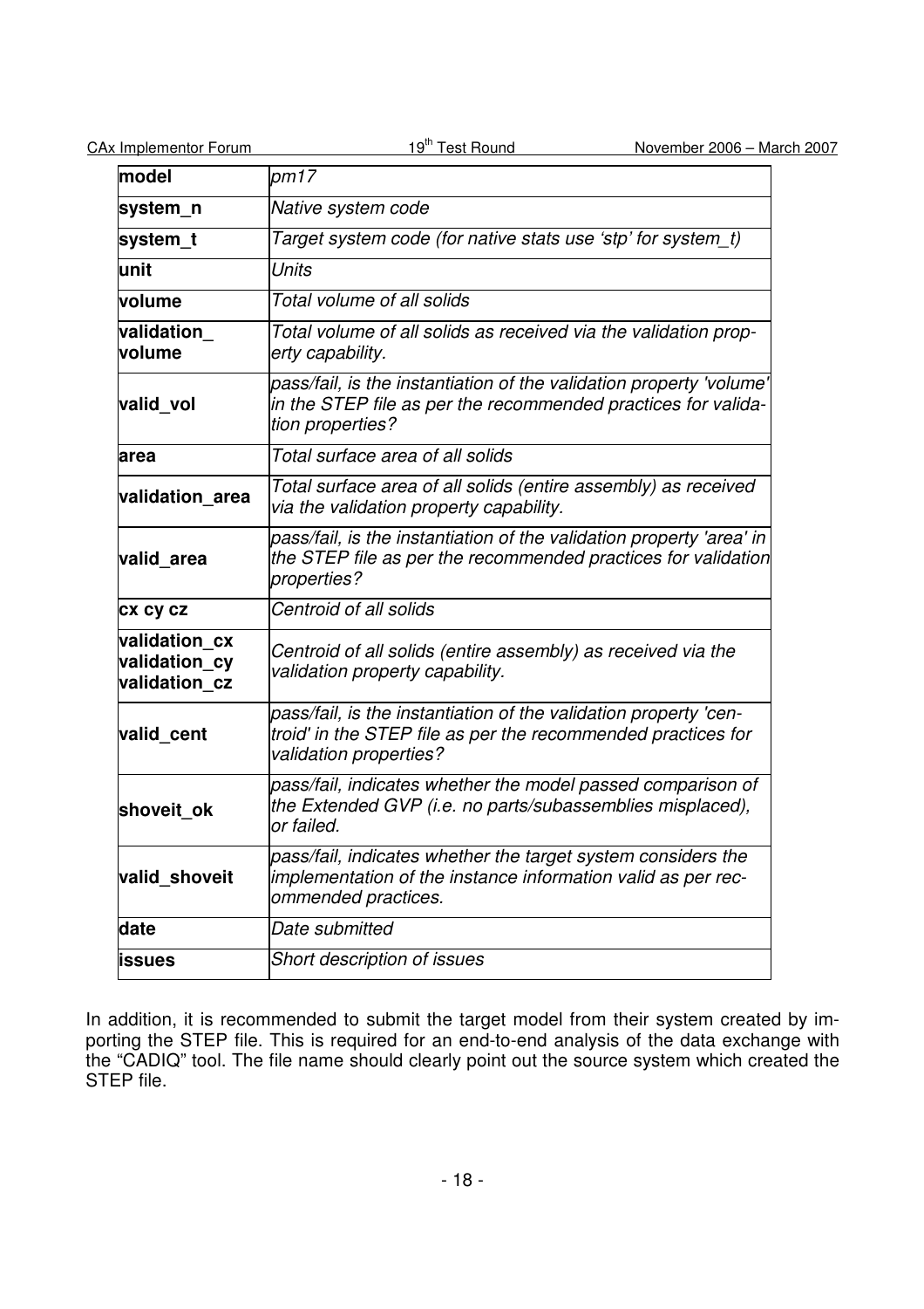| | |
|---|---|
| **model** | *pm17* |
| **system_n** | *Native system code* |
| **system_t** | *Target system code (for native stats use 'stp' for system_t)* |
| **unit** | *Units* |
| **volume** | *Total volume of all solids* |
| **validation_ volume** | *Total volume of all solids as received via the validation property capability.* |
| **valid_vol** | *pass/fail, is the instantiation of the validation property 'volume' in the STEP file as per the recommended practices for validation properties?* |
| **area** | *Total surface area of all solids* |
| **validation_area** | *Total surface area of all solids (entire assembly) as received via the validation property capability.* |
| **valid_area** | *pass/fail, is the instantiation of the validation property 'area' in the STEP file as per the recommended practices for validation properties?* |
| **cx cy cz** | *Centroid of all solids* |
| **validation_cx validation_cy validation_cz** | *Centroid of all solids (entire assembly) as received via the validation property capability.* |
| **valid_cent** | *pass/fail, is the instantiation of the validation property 'centroid' in the STEP file as per the recommended practices for validation properties?* |
| **shoveit_ok** | *pass/fail, indicates whether the model passed comparison of the Extended GVP (i.e. no parts/subassemblies misplaced), or failed.* |
| **valid_shoveit** | *pass/fail, indicates whether the target system considers the implementation of the instance information valid as per recommended practices.* |
| **date** | *Date submitted* |
| **issues** | *Short description of issues* |

In addition, it is recommended to submit the target model from their system created by importing the STEP file. This is required for an end-to-end analysis of the data exchange with the "CADIQ" tool. The file name should clearly point out the source system which created the STEP file.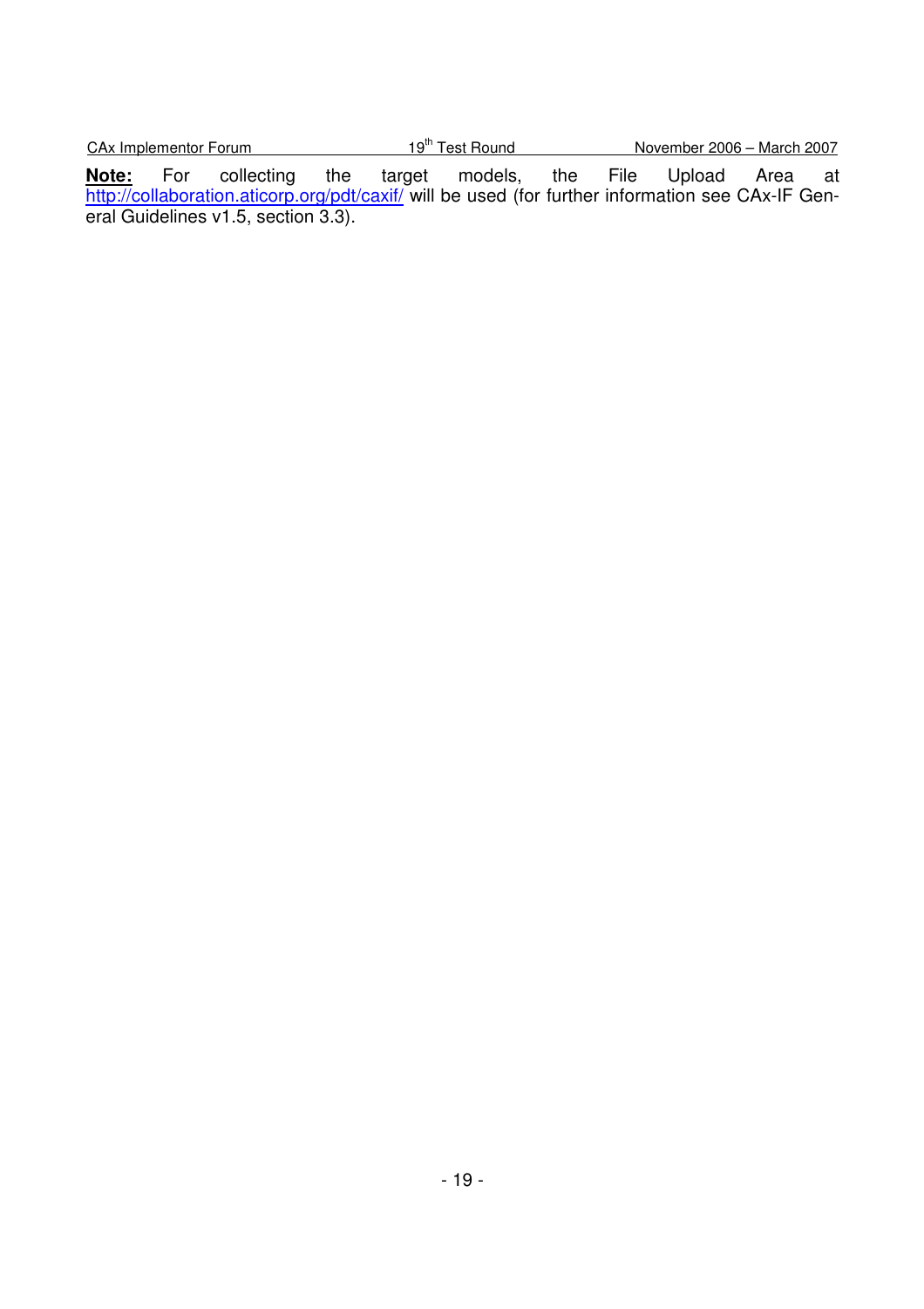**Note:** For collecting the target models, the File Upload Area at http://collaboration.aticorp.org/pdt/caxif/ will be used (for further information see CAx-IF General Guidelines v1.5, section 3.3).